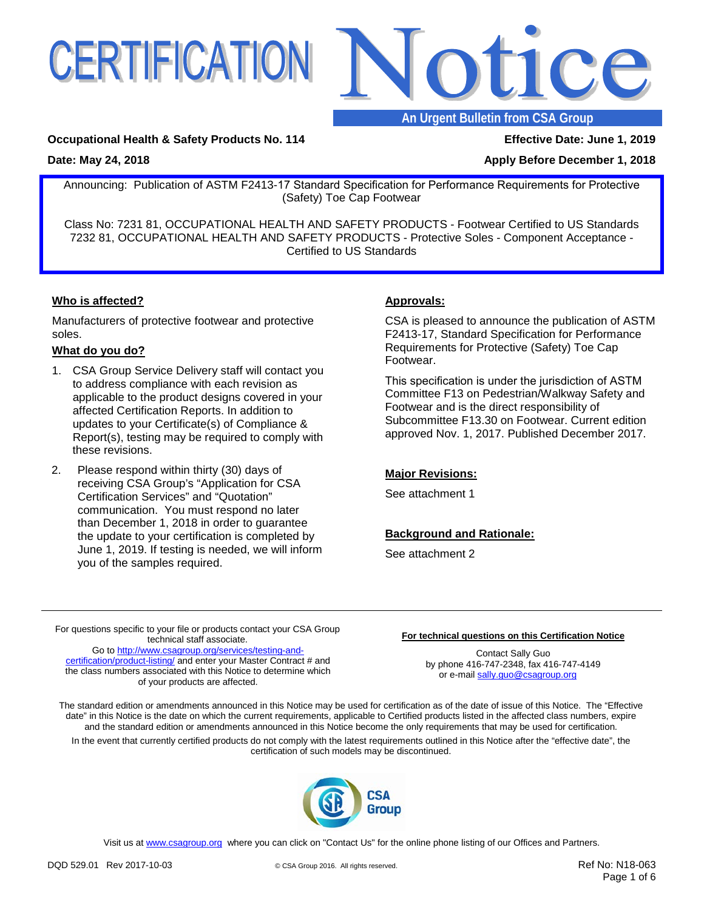# CERTIFICATION Notice

**An Urgent Bulletin from CSA Group**

**Occupational Health & Safety Products No. 114**

**Effective Date: June 1, 2019**

**Date: May 24, 2018**

**Apply Before December 1, 2018**

Announcing: Publication of ASTM F2413-17 Standard Specification for Performance Requirements for Protective (Safety) Toe Cap Footwear

Class No: 7231 81, OCCUPATIONAL HEALTH AND SAFETY PRODUCTS - Footwear Certified to US Standards
7232 81, OCCUPATIONAL HEALTH AND SAFETY PRODUCTS - Protective Soles - Component Acceptance - Certified to US Standards

## Who is affected?

Manufacturers of protective footwear and protective soles.

## What do you do?

1. CSA Group Service Delivery staff will contact you to address compliance with each revision as applicable to the product designs covered in your affected Certification Reports. In addition to updates to your Certificate(s) of Compliance & Report(s), testing may be required to comply with these revisions.
2. Please respond within thirty (30) days of receiving CSA Group's "Application for CSA Certification Services" and "Quotation" communication. You must respond no later than December 1, 2018 in order to guarantee the update to your certification is completed by June 1, 2019. If testing is needed, we will inform you of the samples required.

## Approvals:

CSA is pleased to announce the publication of ASTM F2413-17, Standard Specification for Performance Requirements for Protective (Safety) Toe Cap Footwear.

This specification is under the jurisdiction of ASTM Committee F13 on Pedestrian/Walkway Safety and Footwear and is the direct responsibility of Subcommittee F13.30 on Footwear. Current edition approved Nov. 1, 2017. Published December 2017.

## Major Revisions:

See attachment 1

## Background and Rationale:

See attachment 2

---

For questions specific to your file or products contact your CSA Group technical staff associate.
Go to http://www.csagroup.org/services/testing-and-certification/product-listing/ and enter your Master Contract # and the class numbers associated with this Notice to determine which of your products are affected.

**For technical questions on this Certification Notice**

Contact Sally Guo
by phone 416-747-2348, fax 416-747-4149
or e-mail sally.guo@csagroup.org

The standard edition or amendments announced in this Notice may be used for certification as of the date of issue of this Notice. The "Effective date" in this Notice is the date on which the current requirements, applicable to Certified products listed in the affected class numbers, expire and the standard edition or amendments announced in this Notice become the only requirements that may be used for certification.

In the event that currently certified products do not comply with the latest requirements outlined in this Notice after the "effective date", the certification of such models may be discontinued.

CSA Group

Visit us at www.csagroup.org where you can click on "Contact Us" for the online phone listing of our Offices and Partners.

DQD 529.01 Rev 2017-10-03

© CSA Group 2016. All rights reserved.

Ref No: N18-063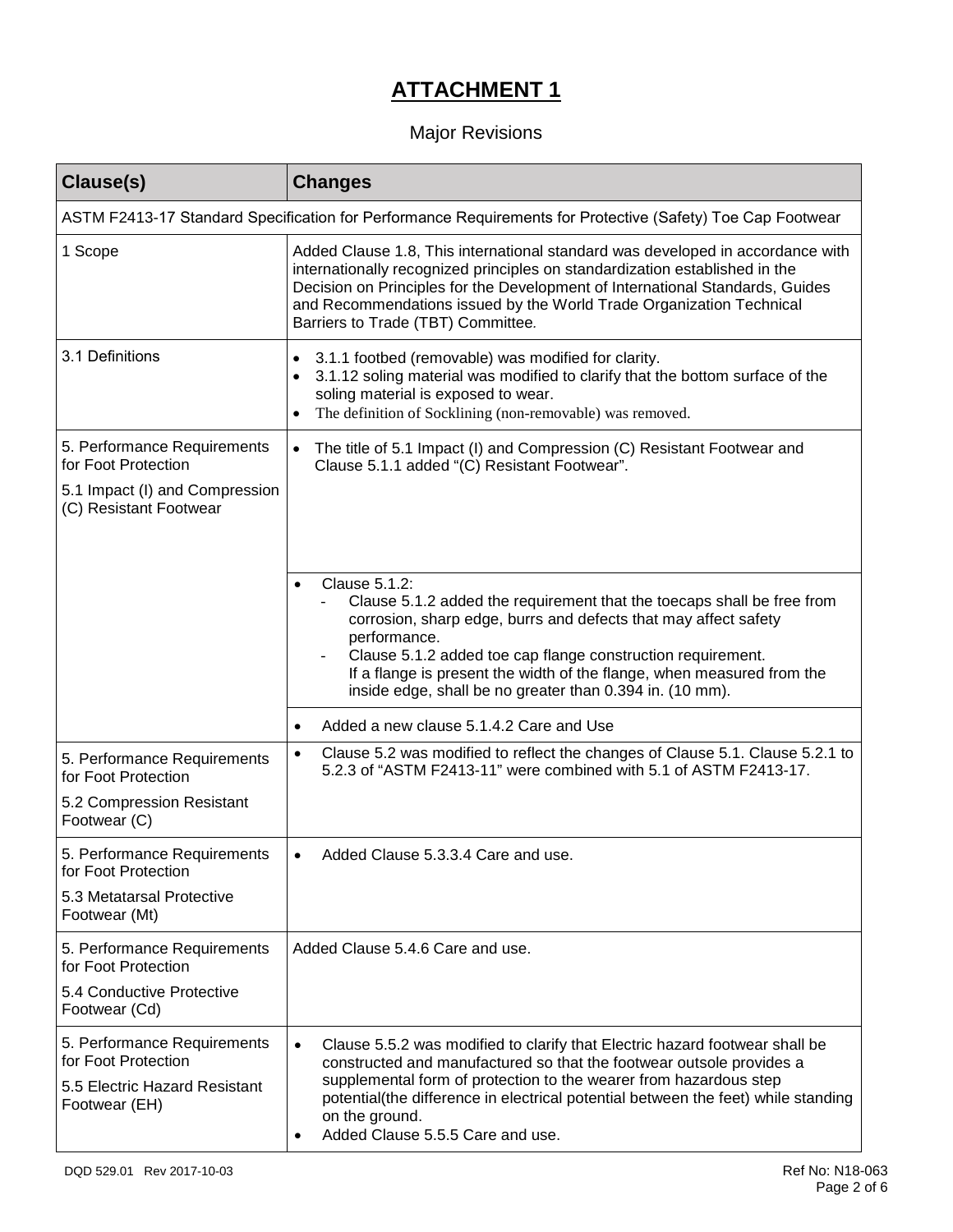# ATTACHMENT 1

Major Revisions

| Clause(s) | Changes |
| --- | --- |
| ASTM F2413-17 Standard Specification for Performance Requirements for Protective (Safety) Toe Cap Footwear | |
| 1 Scope | Added Clause 1.8, This international standard was developed in accordance with internationally recognized principles on standardization established in the Decision on Principles for the Development of International Standards, Guides and Recommendations issued by the World Trade Organization Technical Barriers to Trade (TBT) Committee. |
| 3.1 Definitions | • 3.1.1 footbed (removable) was modified for clarity.<br>• 3.1.12 soling material was modified to clarify that the bottom surface of the soling material is exposed to wear.<br>• The definition of Socklining (non-removable) was removed. |
| 5. Performance Requirements for Foot Protection<br>5.1 Impact (I) and Compression (C) Resistant Footwear | • The title of 5.1 Impact (I) and Compression (C) Resistant Footwear and Clause 5.1.1 added "(C) Resistant Footwear". |
| | • Clause 5.1.2:<br>- Clause 5.1.2 added the requirement that the toecaps shall be free from corrosion, sharp edge, burrs and defects that may affect safety performance.<br>- Clause 5.1.2 added toe cap flange construction requirement. If a flange is present the width of the flange, when measured from the inside edge, shall be no greater than 0.394 in. (10 mm). |
| | • Added a new clause 5.1.4.2 Care and Use |
| 5. Performance Requirements for Foot Protection<br>5.2 Compression Resistant Footwear (C) | • Clause 5.2 was modified to reflect the changes of Clause 5.1. Clause 5.2.1 to 5.2.3 of "ASTM F2413-11" were combined with 5.1 of ASTM F2413-17. |
| 5. Performance Requirements for Foot Protection<br>5.3 Metatarsal Protective Footwear (Mt) | • Added Clause 5.3.3.4 Care and use. |
| 5. Performance Requirements for Foot Protection<br>5.4 Conductive Protective Footwear (Cd) | Added Clause 5.4.6 Care and use. |
| 5. Performance Requirements for Foot Protection<br>5.5 Electric Hazard Resistant Footwear (EH) | • Clause 5.5.2 was modified to clarify that Electric hazard footwear shall be constructed and manufactured so that the footwear outsole provides a supplemental form of protection to the wearer from hazardous step potential(the difference in electrical potential between the feet) while standing on the ground.<br>• Added Clause 5.5.5 Care and use. |

DQD 529.01 Rev 2017-10-03 Ref No: N18-063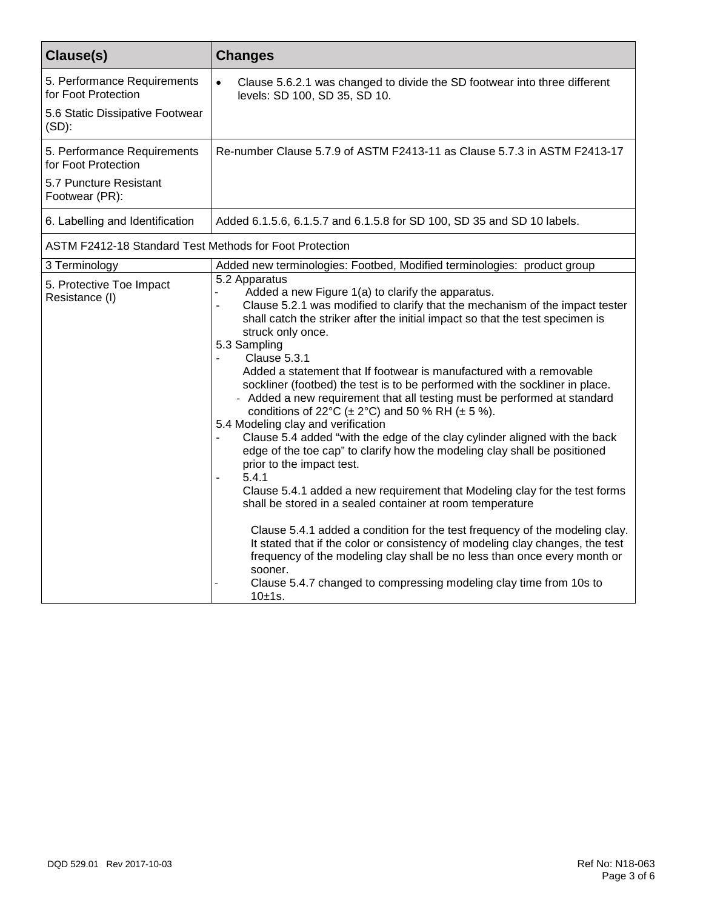| Clause(s) | Changes |
|---|---|
| 5. Performance Requirements for Foot Protection<br><br>5.6 Static Dissipative Footwear (SD): | • Clause 5.6.2.1 was changed to divide the SD footwear into three different levels: SD 100, SD 35, SD 10. |
| 5. Performance Requirements for Foot Protection<br><br>5.7 Puncture Resistant Footwear (PR): | Re-number Clause 5.7.9 of ASTM F2413-11 as Clause 5.7.3 in ASTM F2413-17 |
| 6. Labelling and Identification | Added 6.1.5.6, 6.1.5.7 and 6.1.5.8 for SD 100, SD 35 and SD 10 labels. |
| ASTM F2412-18 Standard Test Methods for Foot Protection | |
| 3 Terminology | Added new terminologies: Footbed, Modified terminologies: product group |
| 5. Protective Toe Impact Resistance (I) | 5.2 Apparatus<br>- Added a new Figure 1(a) to clarify the apparatus.<br>- Clause 5.2.1 was modified to clarify that the mechanism of the impact tester shall catch the striker after the initial impact so that the test specimen is struck only once.<br>5.3 Sampling<br>- Clause 5.3.1<br>Added a statement that If footwear is manufactured with a removable sockliner (footbed) the test is to be performed with the sockliner in place.<br>- Added a new requirement that all testing must be performed at standard conditions of 22°C (± 2°C) and 50 % RH (± 5 %).<br>5.4 Modeling clay and verification<br>- Clause 5.4 added "with the edge of the clay cylinder aligned with the back edge of the toe cap" to clarify how the modeling clay shall be positioned prior to the impact test.<br>- 5.4.1<br>Clause 5.4.1 added a new requirement that Modeling clay for the test forms shall be stored in a sealed container at room temperature<br><br>Clause 5.4.1 added a condition for the test frequency of the modeling clay. It stated that if the color or consistency of modeling clay changes, the test frequency of the modeling clay shall be no less than once every month or sooner.<br>- Clause 5.4.7 changed to compressing modeling clay time from 10s to 10±1s. |

DQD 529.01 Rev 2017-10-03

Ref No: N18-063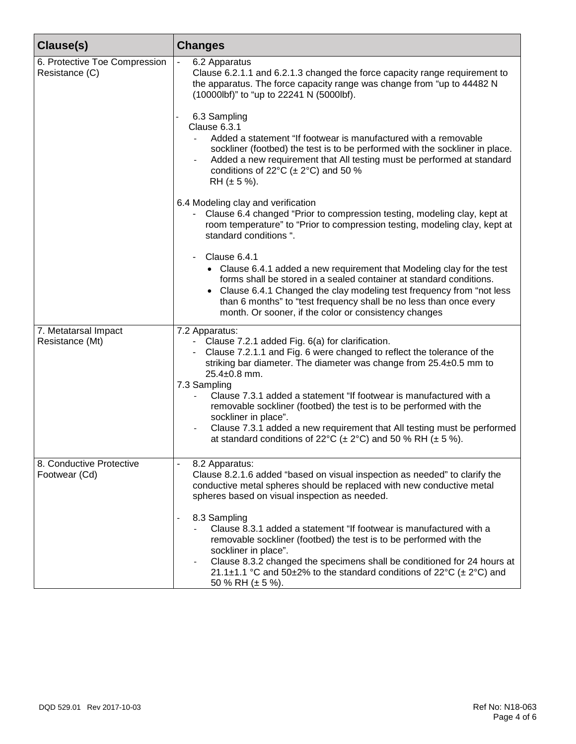| Clause(s) | Changes |
|---|---|
| 6. Protective Toe Compression Resistance (C) | - 6.2 Apparatus<br>Clause 6.2.1.1 and 6.2.1.3 changed the force capacity range requirement to the apparatus. The force capacity range was change from "up to 44482 N (10000lbf)" to "up to 22241 N (5000lbf).<br><br>- 6.3 Sampling<br>Clause 6.3.1<br>- Added a statement "If footwear is manufactured with a removable sockliner (footbed) the test is to be performed with the sockliner in place.<br>- Added a new requirement that All testing must be performed at standard conditions of 22°C (± 2°C) and 50 % RH (± 5 %).<br><br>6.4 Modeling clay and verification<br>- Clause 6.4 changed "Prior to compression testing, modeling clay, kept at room temperature" to "Prior to compression testing, modeling clay, kept at standard conditions ".<br><br>- Clause 6.4.1<br>• Clause 6.4.1 added a new requirement that Modeling clay for the test forms shall be stored in a sealed container at standard conditions.<br>• Clause 6.4.1 Changed the clay modeling test frequency from "not less than 6 months" to "test frequency shall be no less than once every month. Or sooner, if the color or consistency changes |
| 7. Metatarsal Impact Resistance (Mt) | 7.2 Apparatus:<br>- Clause 7.2.1 added Fig. 6(a) for clarification.<br>- Clause 7.2.1.1 and Fig. 6 were changed to reflect the tolerance of the striking bar diameter. The diameter was change from 25.4±0.5 mm to 25.4±0.8 mm.<br>7.3 Sampling<br>- Clause 7.3.1 added a statement "If footwear is manufactured with a removable sockliner (footbed) the test is to be performed with the sockliner in place".<br>- Clause 7.3.1 added a new requirement that All testing must be performed at standard conditions of 22°C (± 2°C) and 50 % RH (± 5 %). |
| 8. Conductive Protective Footwear (Cd) | - 8.2 Apparatus:<br>Clause 8.2.1.6 added "based on visual inspection as needed" to clarify the conductive metal spheres should be replaced with new conductive metal spheres based on visual inspection as needed.<br><br>- 8.3 Sampling<br>- Clause 8.3.1 added a statement "If footwear is manufactured with a removable sockliner (footbed) the test is to be performed with the sockliner in place".<br>- Clause 8.3.2 changed the specimens shall be conditioned for 24 hours at 21.1±1.1 °C and 50±2% to the standard conditions of 22°C (± 2°C) and 50 % RH (± 5 %). |

DQD 529.01 Rev 2017-10-03

Ref No: N18-063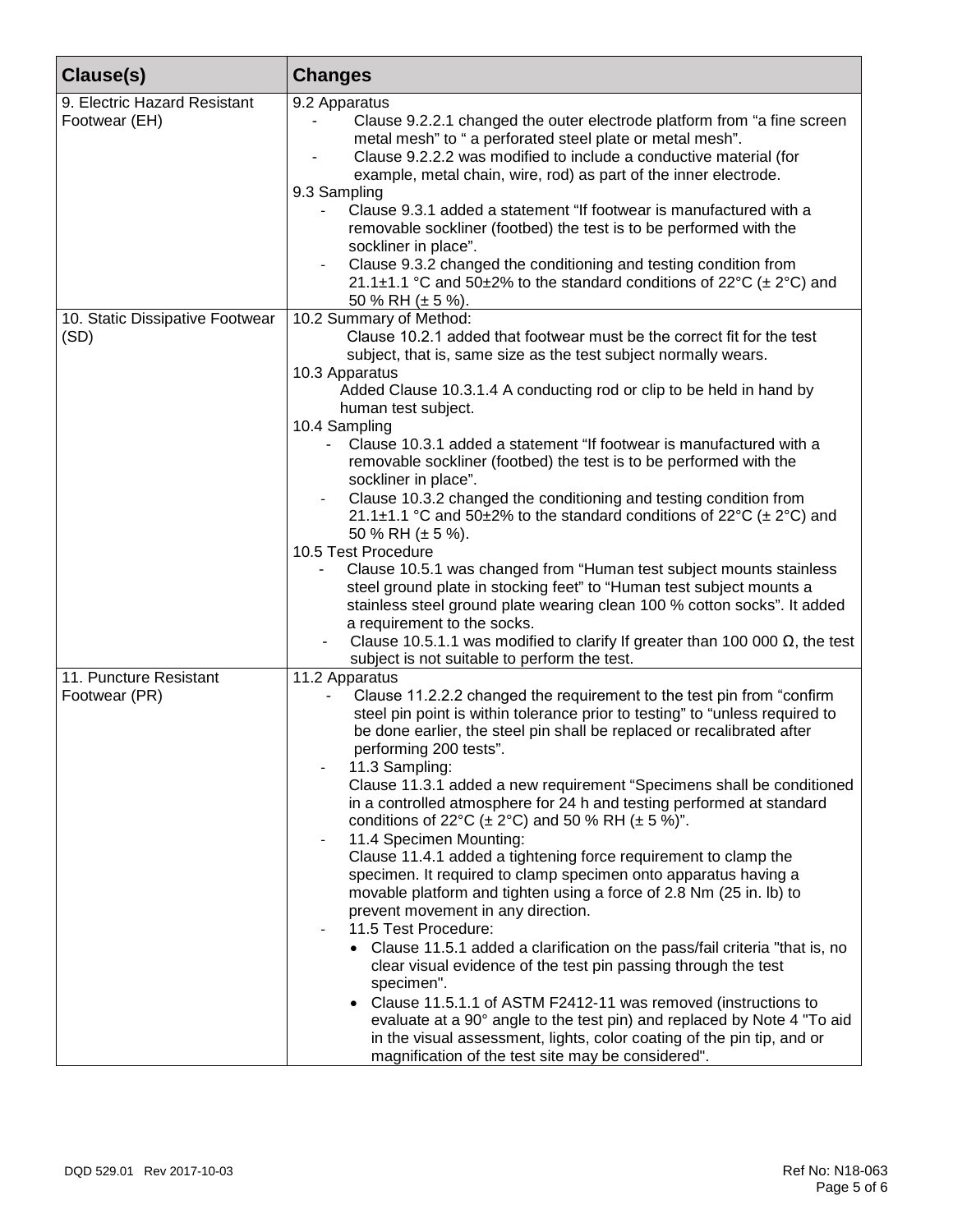| Clause(s) | Changes |
|---|---|
| 9. Electric Hazard Resistant Footwear (EH) | 9.2 Apparatus<br>- Clause 9.2.2.1 changed the outer electrode platform from "a fine screen metal mesh" to " a perforated steel plate or metal mesh".<br>- Clause 9.2.2.2 was modified to include a conductive material (for example, metal chain, wire, rod) as part of the inner electrode.<br>9.3 Sampling<br>- Clause 9.3.1 added a statement "If footwear is manufactured with a removable sockliner (footbed) the test is to be performed with the sockliner in place".<br>- Clause 9.3.2 changed the conditioning and testing condition from 21.1±1.1 °C and 50±2% to the standard conditions of 22°C (± 2°C) and 50 % RH (± 5 %). |
| 10. Static Dissipative Footwear (SD) | 10.2 Summary of Method:<br>Clause 10.2.1 added that footwear must be the correct fit for the test subject, that is, same size as the test subject normally wears.<br>10.3 Apparatus<br>Added Clause 10.3.1.4 A conducting rod or clip to be held in hand by human test subject.<br>10.4 Sampling<br>- Clause 10.3.1 added a statement "If footwear is manufactured with a removable sockliner (footbed) the test is to be performed with the sockliner in place".<br>- Clause 10.3.2 changed the conditioning and testing condition from 21.1±1.1 °C and 50±2% to the standard conditions of 22°C (± 2°C) and 50 % RH (± 5 %).<br>10.5 Test Procedure<br>- Clause 10.5.1 was changed from "Human test subject mounts stainless steel ground plate in stocking feet" to "Human test subject mounts a stainless steel ground plate wearing clean 100 % cotton socks". It added a requirement to the socks.<br>- Clause 10.5.1.1 was modified to clarify If greater than 100 000 Ω, the test subject is not suitable to perform the test. |
| 11. Puncture Resistant Footwear (PR) | 11.2 Apparatus<br>- Clause 11.2.2.2 changed the requirement to the test pin from "confirm steel pin point is within tolerance prior to testing" to "unless required to be done earlier, the steel pin shall be replaced or recalibrated after performing 200 tests".<br>- 11.3 Sampling:<br>Clause 11.3.1 added a new requirement "Specimens shall be conditioned in a controlled atmosphere for 24 h and testing performed at standard conditions of 22°C (± 2°C) and 50 % RH (± 5 %)".<br>- 11.4 Specimen Mounting:<br>Clause 11.4.1 added a tightening force requirement to clamp the specimen. It required to clamp specimen onto apparatus having a movable platform and tighten using a force of 2.8 Nm (25 in. lb) to prevent movement in any direction.<br>- 11.5 Test Procedure:<br>• Clause 11.5.1 added a clarification on the pass/fail criteria "that is, no clear visual evidence of the test pin passing through the test specimen".<br>• Clause 11.5.1.1 of ASTM F2412-11 was removed (instructions to evaluate at a 90° angle to the test pin) and replaced by Note 4 "To aid in the visual assessment, lights, color coating of the pin tip, and or magnification of the test site may be considered". |

DQD 529.01 Rev 2017-10-03 Ref No: N18-063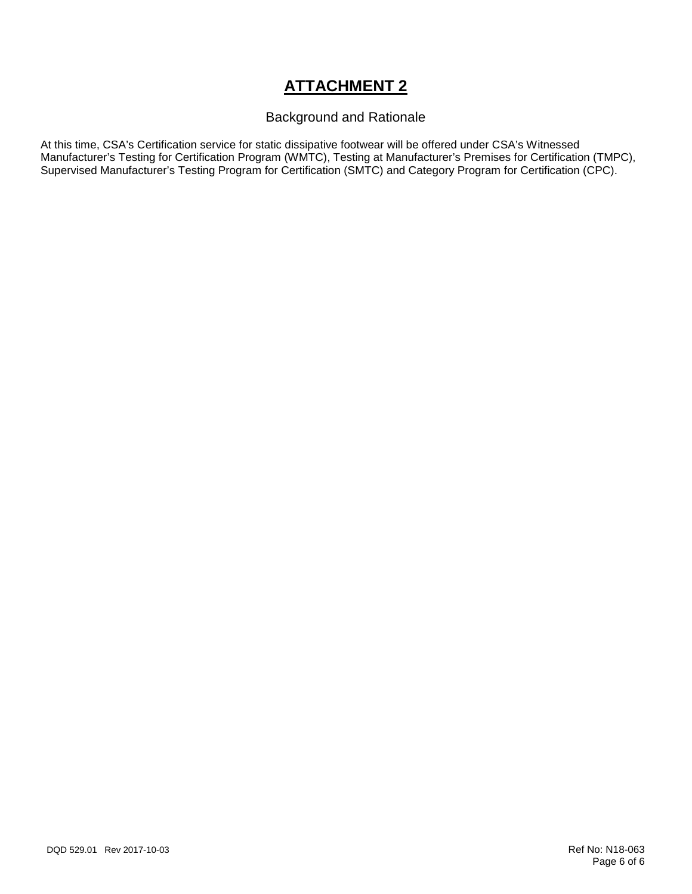# ATTACHMENT 2

## Background and Rationale

At this time, CSA's Certification service for static dissipative footwear will be offered under CSA's Witnessed Manufacturer's Testing for Certification Program (WMTC), Testing at Manufacturer's Premises for Certification (TMPC), Supervised Manufacturer's Testing Program for Certification (SMTC) and Category Program for Certification (CPC).